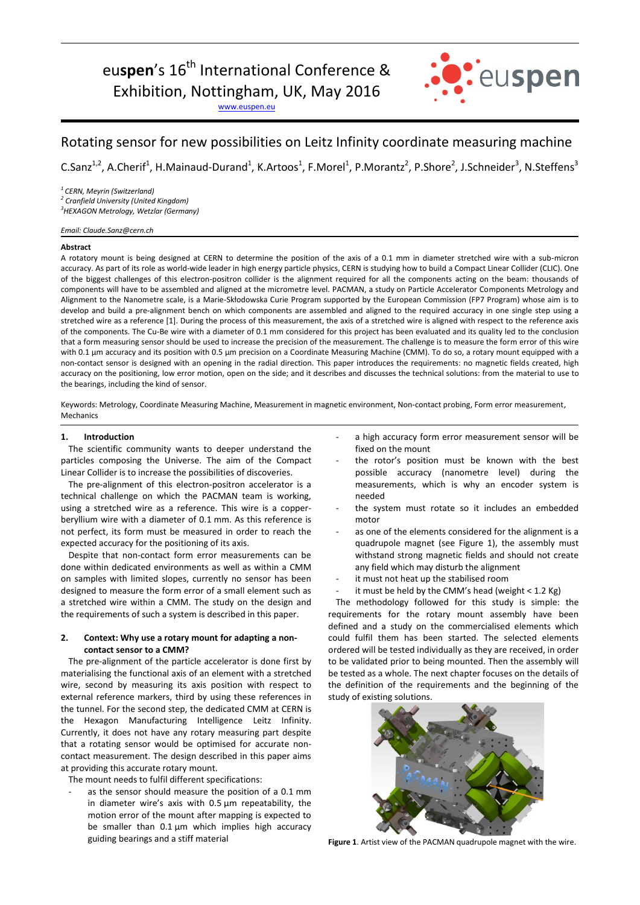# euspen's 16th International Conference & Exhibition, Nottingham, UK, May 2016

www.euspen.eu

## Rotating sensor for new possibilities on Leitz Infinity coordinate measuring machine

C.Sanz[1,2], A.Cherif[1], H.Mainaud-Durand[1], K.Artoos[1], F.Morel[1], P.Morantz[2], P.Shore[2], J.Schneider[3], N.Steffens[3]

[1] *CERN, Meyrin (Switzerland)*
[2] *Cranfield University (United Kingdom)*
[3] *HEXAGON Metrology, Wetzlar (Germany)*

*Email: Claude.Sanz@cern.ch*

### Abstract

A rotatory mount is being designed at CERN to determine the position of the axis of a 0.1 mm in diameter stretched wire with a sub-micron accuracy. As part of its role as world-wide leader in high energy particle physics, CERN is studying how to build a Compact Linear Collider (CLIC). One of the biggest challenges of this electron-positron collider is the alignment required for all the components acting on the beam: thousands of components will have to be assembled and aligned at the micrometre level. PACMAN, a study on Particle Accelerator Components Metrology and Alignment to the Nanometre scale, is a Marie-Skłodowska Curie Program supported by the European Commission (FP7 Program) whose aim is to develop and build a pre-alignment bench on which components are assembled and aligned to the required accuracy in one single step using a stretched wire as a reference [1]. During the process of this measurement, the axis of a stretched wire is aligned with respect to the reference axis of the components. The Cu-Be wire with a diameter of 0.1 mm considered for this project has been evaluated and its quality led to the conclusion that a form measuring sensor should be used to increase the precision of the measurement. The challenge is to measure the form error of this wire with 0.1 µm accuracy and its position with 0.5 µm precision on a Coordinate Measuring Machine (CMM). To do so, a rotary mount equipped with a non-contact sensor is designed with an opening in the radial direction. This paper introduces the requirements: no magnetic fields created, high accuracy on the positioning, low error motion, open on the side; and it describes and discusses the technical solutions: from the material to use to the bearings, including the kind of sensor.

Keywords: Metrology, Coordinate Measuring Machine, Measurement in magnetic environment, Non-contact probing, Form error measurement, Mechanics

### 1. Introduction

The scientific community wants to deeper understand the particles composing the Universe. The aim of the Compact Linear Collider is to increase the possibilities of discoveries.

The pre-alignment of this electron-positron accelerator is a technical challenge on which the PACMAN team is working, using a stretched wire as a reference. This wire is a copper-beryllium wire with a diameter of 0.1 mm. As this reference is not perfect, its form must be measured in order to reach the expected accuracy for the positioning of its axis.

Despite that non-contact form error measurements can be done within dedicated environments as well as within a CMM on samples with limited slopes, currently no sensor has been designed to measure the form error of a small element such as a stretched wire within a CMM. The study on the design and the requirements of such a system is described in this paper.

### 2. Context: Why use a rotary mount for adapting a non-contact sensor to a CMM?

The pre-alignment of the particle accelerator is done first by materialising the functional axis of an element with a stretched wire, second by measuring its axis position with respect to external reference markers, third by using these references in the tunnel. For the second step, the dedicated CMM at CERN is the Hexagon Manufacturing Intelligence Leitz Infinity. Currently, it does not have any rotary measuring part despite that a rotating sensor would be optimised for accurate non-contact measurement. The design described in this paper aims at providing this accurate rotary mount.

The mount needs to fulfil different specifications:

- as the sensor should measure the position of a 0.1 mm in diameter wire's axis with 0.5 µm repeatability, the motion error of the mount after mapping is expected to be smaller than 0.1 µm which implies high accuracy guiding bearings and a stiff material
- a high accuracy form error measurement sensor will be fixed on the mount
- the rotor's position must be known with the best possible accuracy (nanometre level) during the measurements, which is why an encoder system is needed
- the system must rotate so it includes an embedded motor
- as one of the elements considered for the alignment is a quadrupole magnet (see Figure 1), the assembly must withstand strong magnetic fields and should not create any field which may disturb the alignment
- it must not heat up the stabilised room
- it must be held by the CMM's head (weight < 1.2 Kg)

The methodology followed for this study is simple: the requirements for the rotary mount assembly have been defined and a study on the commercialised elements which could fulfil them has been started. The selected elements ordered will be tested individually as they are received, in order to be validated prior to being mounted. Then the assembly will be tested as a whole. The next chapter focuses on the details of the definition of the requirements and the beginning of the study of existing solutions.

**Figure 1**. Artist view of the PACMAN quadrupole magnet with the wire.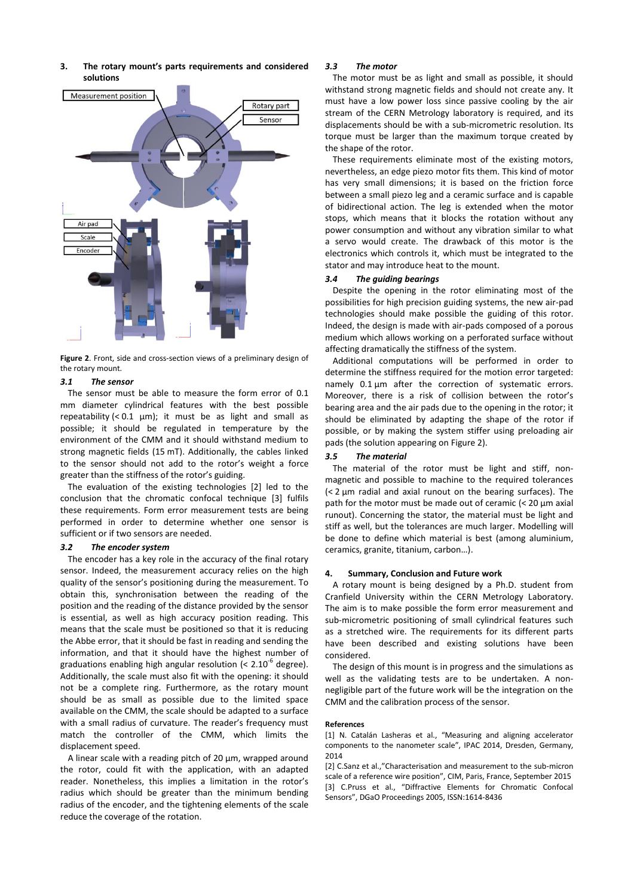## 3. The rotary mount's parts requirements and considered solutions

Measurement position

Rotary part

Sensor

Air pad

Scale

Encoder

**Figure 2**. Front, side and cross-section views of a preliminary design of the rotary mount.

### 3.1 *The sensor*

The sensor must be able to measure the form error of 0.1 mm diameter cylindrical features with the best possible repeatability (< 0.1 µm); it must be as light and small as possible; it should be regulated in temperature by the environment of the CMM and it should withstand medium to strong magnetic fields (15 mT). Additionally, the cables linked to the sensor should not add to the rotor's weight a force greater than the stiffness of the rotor's guiding.

The evaluation of the existing technologies [2] led to the conclusion that the chromatic confocal technique [3] fulfils these requirements. Form error measurement tests are being performed in order to determine whether one sensor is sufficient or if two sensors are needed.

### 3.2 *The encoder system*

The encoder has a key role in the accuracy of the final rotary sensor. Indeed, the measurement accuracy relies on the high quality of the sensor's positioning during the measurement. To obtain this, synchronisation between the reading of the position and the reading of the distance provided by the sensor is essential, as well as high accuracy position reading. This means that the scale must be positioned so that it is reducing the Abbe error, that it should be fast in reading and sending the information, and that it should have the highest number of graduations enabling high angular resolution (< $2.10^{-6}$ degree). Additionally, the scale must also fit with the opening: it should not be a complete ring. Furthermore, as the rotary mount should be as small as possible due to the limited space available on the CMM, the scale should be adapted to a surface with a small radius of curvature. The reader's frequency must match the controller of the CMM, which limits the displacement speed.

A linear scale with a reading pitch of 20 µm, wrapped around the rotor, could fit with the application, with an adapted reader. Nonetheless, this implies a limitation in the rotor's radius which should be greater than the minimum bending radius of the encoder, and the tightening elements of the scale reduce the coverage of the rotation.

### 3.3 *The motor*

The motor must be as light and small as possible, it should withstand strong magnetic fields and should not create any. It must have a low power loss since passive cooling by the air stream of the CERN Metrology laboratory is required, and its displacements should be with a sub-micrometric resolution. Its torque must be larger than the maximum torque created by the shape of the rotor.

These requirements eliminate most of the existing motors, nevertheless, an edge piezo motor fits them. This kind of motor has very small dimensions; it is based on the friction force between a small piezo leg and a ceramic surface and is capable of bidirectional action. The leg is extended when the motor stops, which means that it blocks the rotation without any power consumption and without any vibration similar to what a servo would create. The drawback of this motor is the electronics which controls it, which must be integrated to the stator and may introduce heat to the mount.

### 3.4 *The guiding bearings*

Despite the opening in the rotor eliminating most of the possibilities for high precision guiding systems, the new air-pad technologies should make possible the guiding of this rotor. Indeed, the design is made with air-pads composed of a porous medium which allows working on a perforated surface without affecting dramatically the stiffness of the system.

Additional computations will be performed in order to determine the stiffness required for the motion error targeted: namely 0.1 µm after the correction of systematic errors. Moreover, there is a risk of collision between the rotor's bearing area and the air pads due to the opening in the rotor; it should be eliminated by adapting the shape of the rotor if possible, or by making the system stiffer using preloading air pads (the solution appearing on Figure 2).

### 3.5 *The material*

The material of the rotor must be light and stiff, non-magnetic and possible to machine to the required tolerances (< 2 µm radial and axial runout on the bearing surfaces). The path for the motor must be made out of ceramic (< 20 µm axial runout). Concerning the stator, the material must be light and stiff as well, but the tolerances are much larger. Modelling will be done to define which material is best (among aluminium, ceramics, granite, titanium, carbon…).

## 4. Summary, Conclusion and Future work

A rotary mount is being designed by a Ph.D. student from Cranfield University within the CERN Metrology Laboratory. The aim is to make possible the form error measurement and sub-micrometric positioning of small cylindrical features such as a stretched wire. The requirements for its different parts have been described and existing solutions have been considered.

The design of this mount is in progress and the simulations as well as the validating tests are to be undertaken. A non-negligible part of the future work will be the integration on the CMM and the calibration process of the sensor.

### References

[1] N. Catalán Lasheras et al., "Measuring and aligning accelerator components to the nanometer scale", IPAC 2014, Dresden, Germany, 2014

[2] C.Sanz et al.,"Characterisation and measurement to the sub-micron scale of a reference wire position", CIM, Paris, France, September 2015

[3] C.Pruss et al., "Diffractive Elements for Chromatic Confocal Sensors", DGaO Proceedings 2005, ISSN:1614-8436